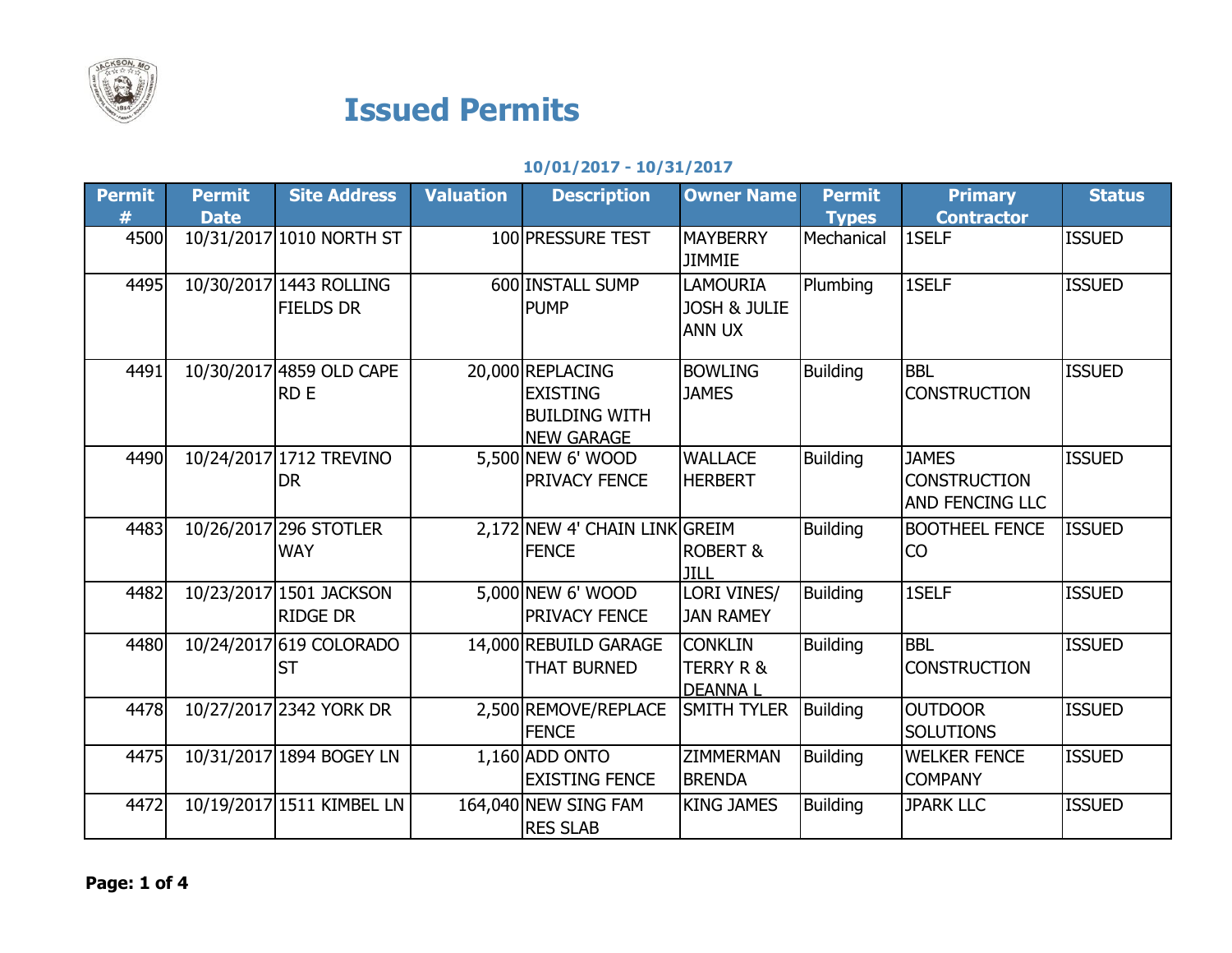# Issued Permits

**10/01/2017 - 10/31/2017**

| Permit # | Permit Date | Site Address | Valuation | Description | Owner Name | Permit Types | Primary Contractor | Status |
|---|---|---|---|---|---|---|---|---|
| 4500 | 10/31/2017 | 1010 NORTH ST | 100 | PRESSURE TEST | MAYBERRY JIMMIE | Mechanical | 1SELF | ISSUED |
| 4495 | 10/30/2017 | 1443 ROLLING FIELDS DR | 600 | INSTALL SUMP PUMP | LAMOURIA JOSH & JULIE ANN UX | Plumbing | 1SELF | ISSUED |
| 4491 | 10/30/2017 | 4859 OLD CAPE RD E | 20,000 | REPLACING EXISTING BUILDING WITH NEW GARAGE | BOWLING JAMES | Building | BBL CONSTRUCTION | ISSUED |
| 4490 | 10/24/2017 | 1712 TREVINO DR | 5,500 | NEW 6' WOOD PRIVACY FENCE | WALLACE HERBERT | Building | JAMES CONSTRUCTION AND FENCING LLC | ISSUED |
| 4483 | 10/26/2017 | 296 STOTLER WAY | 2,172 | NEW 4' CHAIN LINK FENCE | GREIM ROBERT & JILL | Building | BOOTHEEL FENCE CO | ISSUED |
| 4482 | 10/23/2017 | 1501 JACKSON RIDGE DR | 5,000 | NEW 6' WOOD PRIVACY FENCE | LORI VINES/ JAN RAMEY | Building | 1SELF | ISSUED |
| 4480 | 10/24/2017 | 619 COLORADO ST | 14,000 | REBUILD GARAGE THAT BURNED | CONKLIN TERRY R & DEANNA L | Building | BBL CONSTRUCTION | ISSUED |
| 4478 | 10/27/2017 | 2342 YORK DR | 2,500 | REMOVE/REPLACE FENCE | SMITH TYLER | Building | OUTDOOR SOLUTIONS | ISSUED |
| 4475 | 10/31/2017 | 1894 BOGEY LN | 1,160 | ADD ONTO EXISTING FENCE | ZIMMERMAN BRENDA | Building | WELKER FENCE COMPANY | ISSUED |
| 4472 | 10/19/2017 | 1511 KIMBEL LN | 164,040 | NEW SING FAM RES SLAB | KING JAMES | Building | JPARK LLC | ISSUED |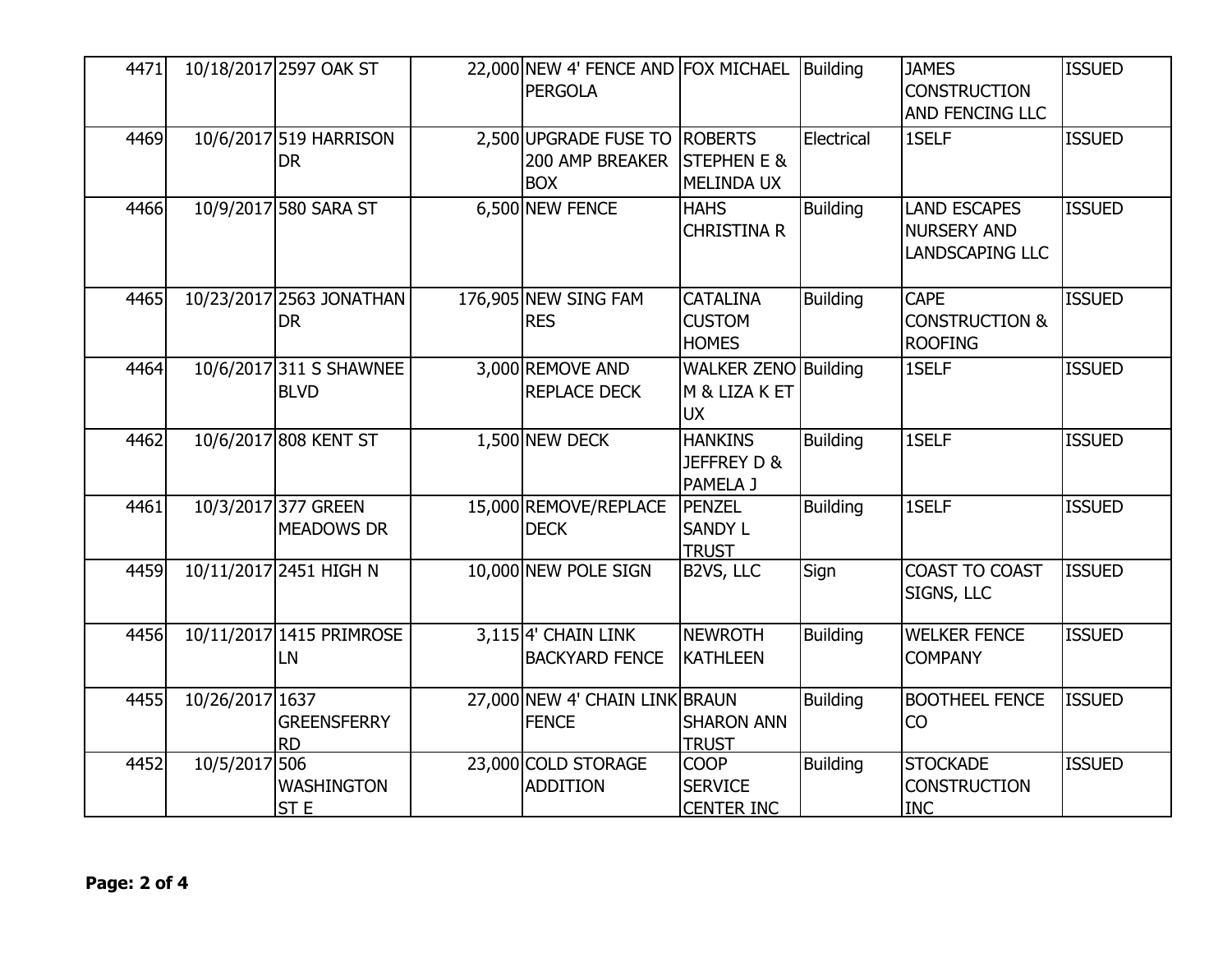| | | | | | | | | |
|---|---|---|---|---|---|---|---|---|
| 4471 | 10/18/2017 | 2597 OAK ST | 22,000 | NEW 4' FENCE AND PERGOLA | FOX MICHAEL | Building | JAMES CONSTRUCTION AND FENCING LLC | ISSUED |
| 4469 | 10/6/2017 | 519 HARRISON DR | 2,500 | UPGRADE FUSE TO 200 AMP BREAKER BOX | ROBERTS STEPHEN E & MELINDA UX | Electrical | 1SELF | ISSUED |
| 4466 | 10/9/2017 | 580 SARA ST | 6,500 | NEW FENCE | HAHS CHRISTINA R | Building | LAND ESCAPES NURSERY AND LANDSCAPING LLC | ISSUED |
| 4465 | 10/23/2017 | 2563 JONATHAN DR | 176,905 | NEW SING FAM RES | CATALINA CUSTOM HOMES | Building | CAPE CONSTRUCTION & ROOFING | ISSUED |
| 4464 | 10/6/2017 | 311 S SHAWNEE BLVD | 3,000 | REMOVE AND REPLACE DECK | WALKER ZENO M & LIZA K ET UX | Building | 1SELF | ISSUED |
| 4462 | 10/6/2017 | 808 KENT ST | 1,500 | NEW DECK | HANKINS JEFFREY D & PAMELA J | Building | 1SELF | ISSUED |
| 4461 | 10/3/2017 | 377 GREEN MEADOWS DR | 15,000 | REMOVE/REPLACE DECK | PENZEL SANDY L TRUST | Building | 1SELF | ISSUED |
| 4459 | 10/11/2017 | 2451 HIGH N | 10,000 | NEW POLE SIGN | B2VS, LLC | Sign | COAST TO COAST SIGNS, LLC | ISSUED |
| 4456 | 10/11/2017 | 1415 PRIMROSE LN | 3,115 | 4' CHAIN LINK BACKYARD FENCE | NEWROTH KATHLEEN | Building | WELKER FENCE COMPANY | ISSUED |
| 4455 | 10/26/2017 | 1637 GREENSFERRY RD | 27,000 | NEW 4' CHAIN LINK FENCE | BRAUN SHARON ANN TRUST | Building | BOOTHEEL FENCE CO | ISSUED |
| 4452 | 10/5/2017 | 506 WASHINGTON ST E | 23,000 | COLD STORAGE ADDITION | COOP SERVICE CENTER INC | Building | STOCKADE CONSTRUCTION INC | ISSUED |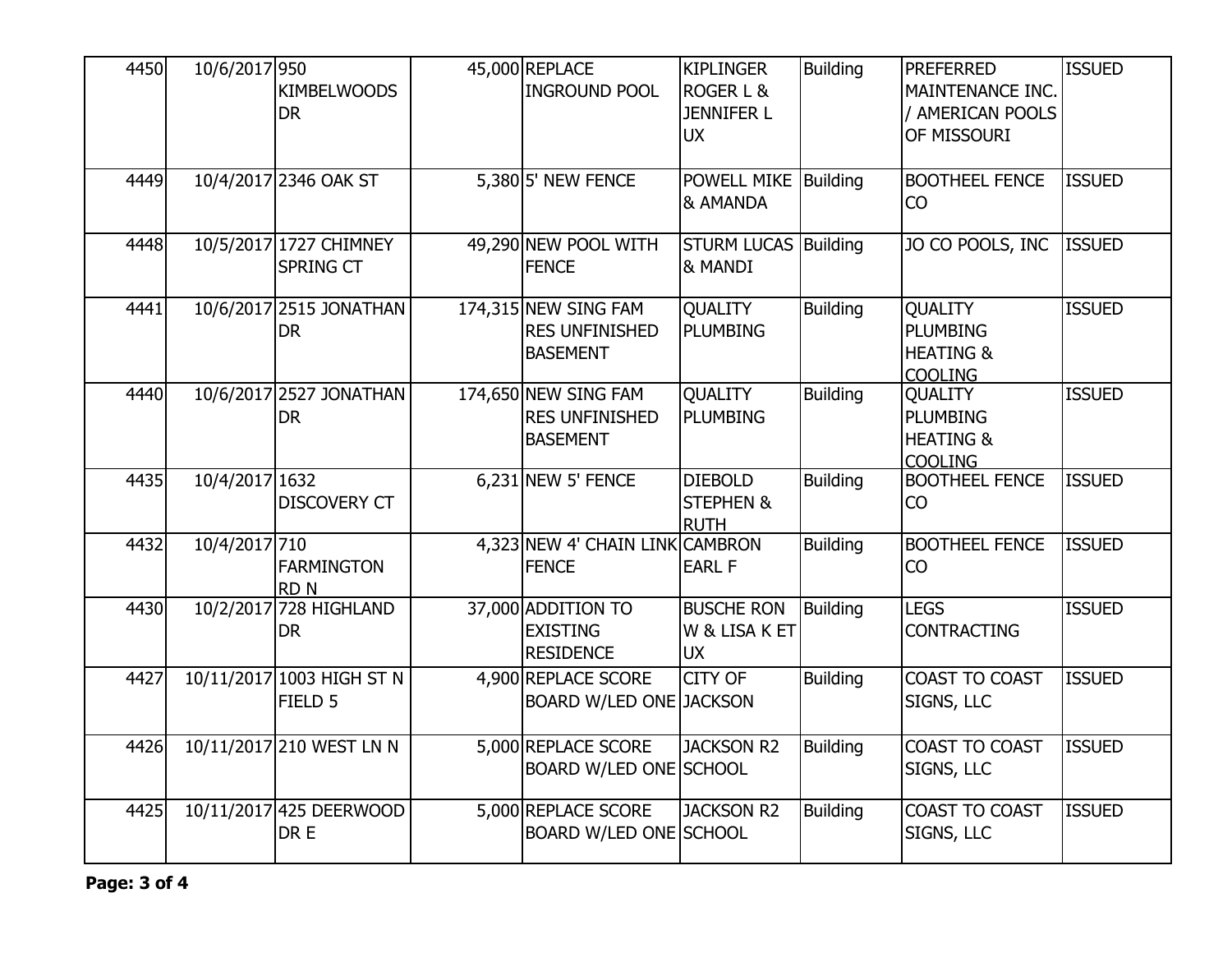| | | | | | | | | |
|---|---|---|---|---|---|---|---|---|
| 4450 | 10/6/2017 | 950 KIMBELWOODS DR | 45,000 | REPLACE INGROUND POOL | KIPLINGER ROGER L & JENNIFER L UX | Building | PREFERRED MAINTENANCE INC. / AMERICAN POOLS OF MISSOURI | ISSUED |
| 4449 | 10/4/2017 | 2346 OAK ST | 5,380 | 5' NEW FENCE | POWELL MIKE & AMANDA | Building | BOOTHEEL FENCE CO | ISSUED |
| 4448 | 10/5/2017 | 1727 CHIMNEY SPRING CT | 49,290 | NEW POOL WITH FENCE | STURM LUCAS & MANDI | Building | JO CO POOLS, INC | ISSUED |
| 4441 | 10/6/2017 | 2515 JONATHAN DR | 174,315 | NEW SING FAM RES UNFINISHED BASEMENT | QUALITY PLUMBING | Building | QUALITY PLUMBING HEATING & COOLING | ISSUED |
| 4440 | 10/6/2017 | 2527 JONATHAN DR | 174,650 | NEW SING FAM RES UNFINISHED BASEMENT | QUALITY PLUMBING | Building | QUALITY PLUMBING HEATING & COOLING | ISSUED |
| 4435 | 10/4/2017 | 1632 DISCOVERY CT | 6,231 | NEW 5' FENCE | DIEBOLD STEPHEN & RUTH | Building | BOOTHEEL FENCE CO | ISSUED |
| 4432 | 10/4/2017 | 710 FARMINGTON RD N | 4,323 | NEW 4' CHAIN LINK FENCE | CAMBRON EARL F | Building | BOOTHEEL FENCE CO | ISSUED |
| 4430 | 10/2/2017 | 728 HIGHLAND DR | 37,000 | ADDITION TO EXISTING RESIDENCE | BUSCHE RON W & LISA K ET UX | Building | LEGS CONTRACTING | ISSUED |
| 4427 | 10/11/2017 | 1003 HIGH ST N FIELD 5 | 4,900 | REPLACE SCORE BOARD W/LED ONE | CITY OF JACKSON | Building | COAST TO COAST SIGNS, LLC | ISSUED |
| 4426 | 10/11/2017 | 210 WEST LN N | 5,000 | REPLACE SCORE BOARD W/LED ONE | JACKSON R2 SCHOOL | Building | COAST TO COAST SIGNS, LLC | ISSUED |
| 4425 | 10/11/2017 | 425 DEERWOOD DR E | 5,000 | REPLACE SCORE BOARD W/LED ONE | JACKSON R2 SCHOOL | Building | COAST TO COAST SIGNS, LLC | ISSUED |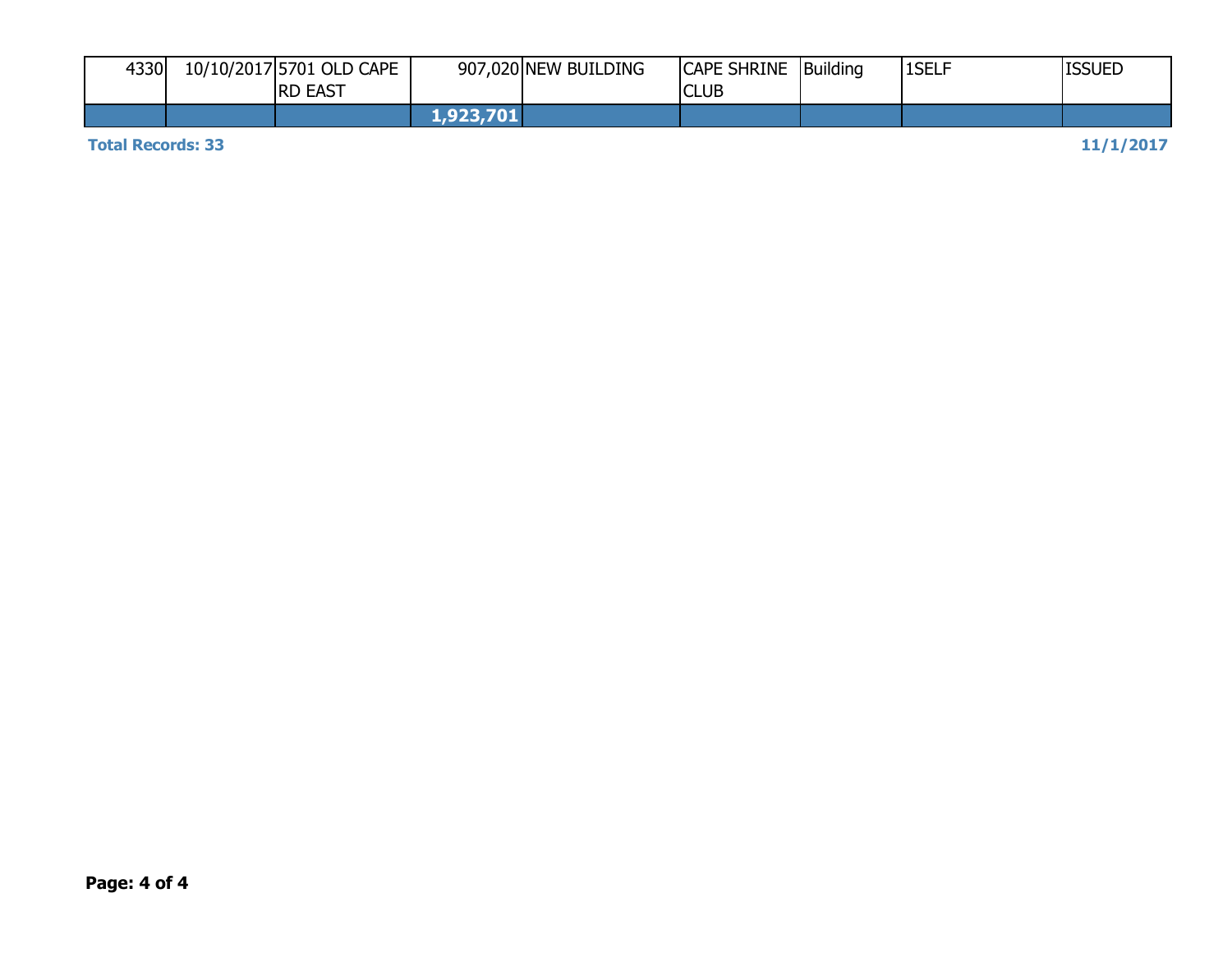| | | | | | | | | |
|---|---|---|---|---|---|---|---|---|
| 4330 | 10/10/2017 | 5701 OLD CAPE RD EAST | 907,020 | NEW BUILDING | CAPE SHRINE CLUB | Building | 1SELF | ISSUED |
| | | | **1,923,701** | | | | | |

**Total Records: 33**

**11/1/2017**